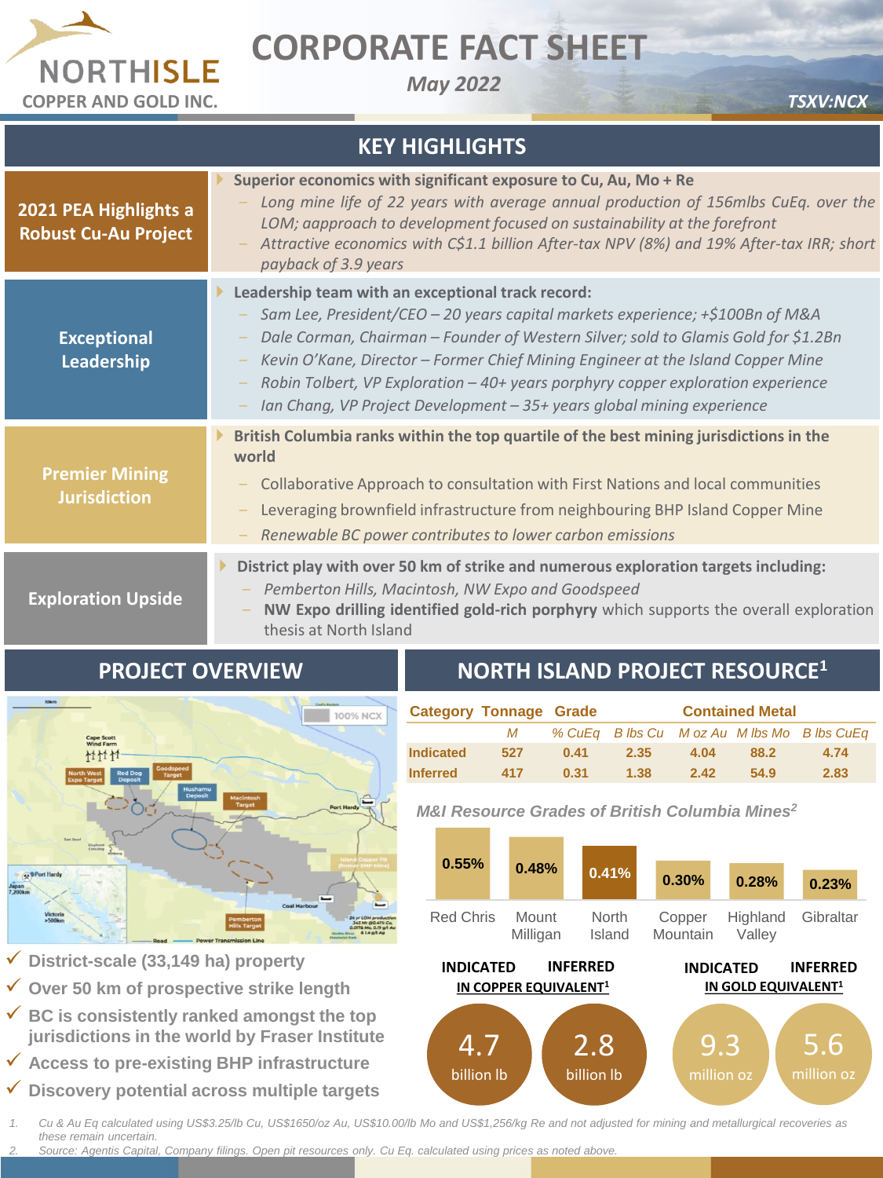# NORTHISLE COPPER AND GOLD INC.

# CORPORATE FACT SHEET

*May 2022*

*TSXV:NCX*

## KEY HIGHLIGHTS

### 2021 PEA Highlights a Robust Cu-Au Project

- **Superior economics with significant exposure to Cu, Au, Mo + Re**
  - *Long mine life of 22 years with average annual production of 156mlbs CuEq. over the LOM; aapproach to development focused on sustainability at the forefront*
  - *Attractive economics with C$1.1 billion After-tax NPV (8%) and 19% After-tax IRR; short payback of 3.9 years*

### Exceptional Leadership

- **Leadership team with an exceptional track record:**
  - *Sam Lee, President/CEO – 20 years capital markets experience; +$100Bn of M&A*
  - *Dale Corman, Chairman – Founder of Western Silver; sold to Glamis Gold for $1.2Bn*
  - *Kevin O'Kane, Director – Former Chief Mining Engineer at the Island Copper Mine*
  - *Robin Tolbert, VP Exploration – 40+ years porphyry copper exploration experience*
  - *Ian Chang, VP Project Development – 35+ years global mining experience*

### Premier Mining Jurisdiction

- **British Columbia ranks within the top quartile of the best mining jurisdictions in the world**
  - Collaborative Approach to consultation with First Nations and local communities
  - Leveraging brownfield infrastructure from neighbouring BHP Island Copper Mine
  - *Renewable BC power contributes to lower carbon emissions*

### Exploration Upside

- **District play with over 50 km of strike and numerous exploration targets including:**
  - *Pemberton Hills, Macintosh, NW Expo and Goodspeed*
  - **NW Expo drilling identified gold-rich porphyry** which supports the overall exploration thesis at North Island

## PROJECT OVERVIEW

- District-scale (33,149 ha) property
- Over 50 km of prospective strike length
- BC is consistently ranked amongst the top jurisdictions in the world by Fraser Institute
- Access to pre-existing BHP infrastructure
- Discovery potential across multiple targets

## NORTH ISLAND PROJECT RESOURCE[1]

| Category | Tonnage | Grade | Contained Metal | | | | |
|---|---|---|---|---|---|---|---|
| | M | % CuEq | B lbs Cu | M oz Au | M lbs Mo | B lbs CuEq | |
| Indicated | 527 | 0.41 | 2.35 | 4.04 | 88.2 | 4.74 | |
| Inferred | 417 | 0.31 | 1.38 | 2.42 | 54.9 | 2.83 | |

### M&I Resource Grades of British Columbia Mines[2]

| Mine | Grade |
|---|---|
| Red Chris | 0.55% |
| Mount Milligan | 0.48% |
| North Island | 0.41% |
| Copper Mountain | 0.30% |
| Highland Valley | 0.28% |
| Gibraltar | 0.23% |

**INDICATED / INFERRED IN COPPER EQUIVALENT[1]**

- Indicated: 4.7 billion lb
- Inferred: 2.8 billion lb

**INDICATED / INFERRED IN GOLD EQUIVALENT[1]**

- Indicated: 9.3 million oz
- Inferred: 5.6 million oz

1. *Cu & Au Eq calculated using US$3.25/lb Cu, US$1650/oz Au, US$10.00/lb Mo and US$1,256/kg Re and not adjusted for mining and metallurgical recoveries as these remain uncertain.*
2. *Source: Agentis Capital, Company filings. Open pit resources only. Cu Eq. calculated using prices as noted above.*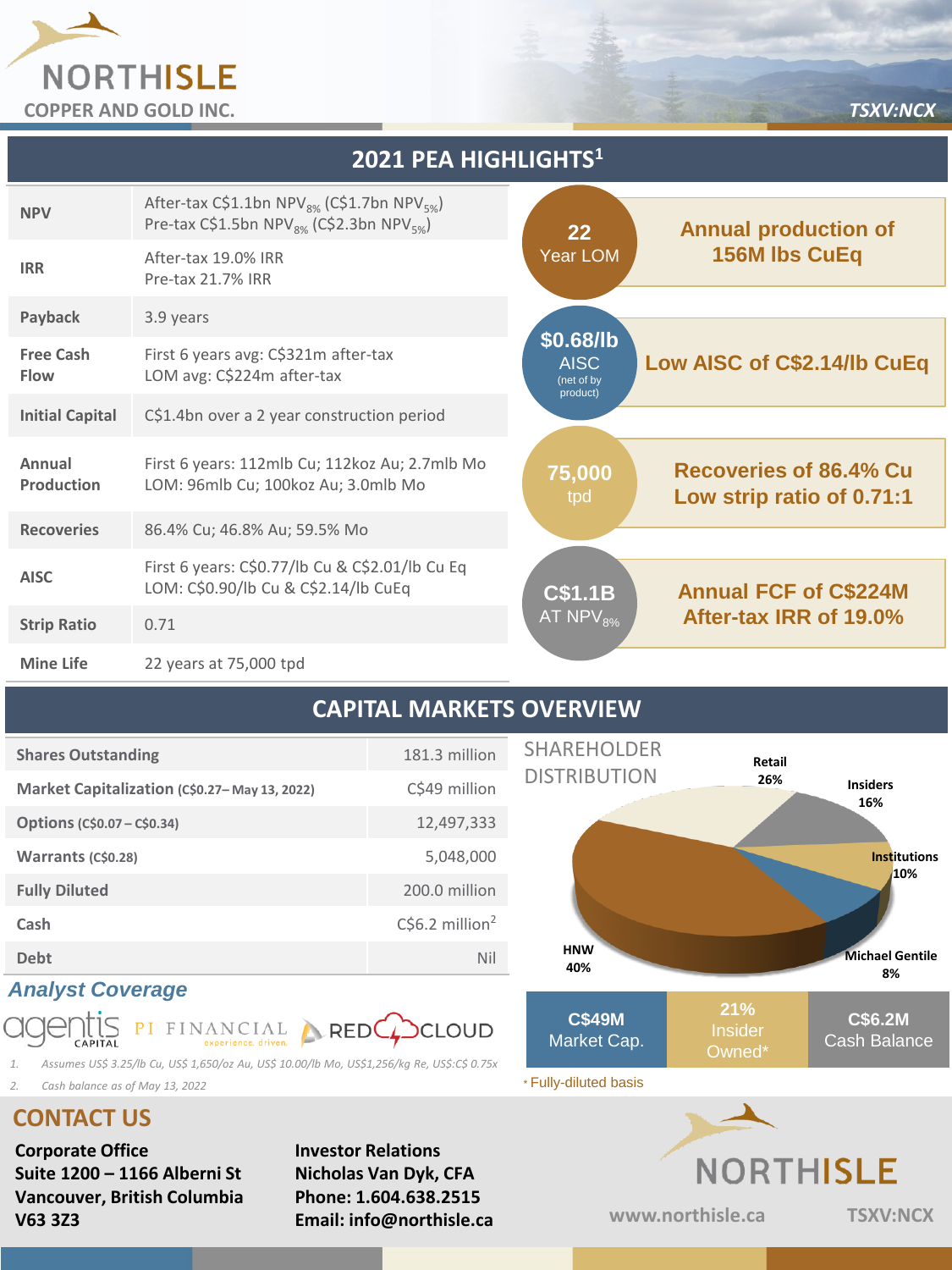# NORTHISLE COPPER AND GOLD INC.

**TSXV:NCX**

## 2021 PEA HIGHLIGHTS[1]

| | |
|---|---|
| **NPV** | After-tax C\$1.1bn $NPV_{8\%}$ (C\$1.7bn $NPV_{5\%}$)<br>Pre-tax C\$1.5bn $NPV_{8\%}$ (C\$2.3bn $NPV_{5\%}$) |
| **IRR** | After-tax 19.0% IRR<br>Pre-tax 21.7% IRR |
| **Payback** | 3.9 years |
| **Free Cash Flow** | First 6 years avg: C\$321m after-tax<br>LOM avg: C\$224m after-tax |
| **Initial Capital** | C\$1.4bn over a 2 year construction period |
| **Annual Production** | First 6 years: 112mlb Cu; 112koz Au; 2.7mlb Mo<br>LOM: 96mlb Cu; 100koz Au; 3.0mlb Mo |
| **Recoveries** | 86.4% Cu; 46.8% Au; 59.5% Mo |
| **AISC** | First 6 years: C\$0.77/lb Cu & C\$2.01/lb Cu Eq<br>LOM: C\$0.90/lb Cu & C\$2.14/lb CuEq |
| **Strip Ratio** | 0.71 |
| **Mine Life** | 22 years at 75,000 tpd |

**22** Year LOM — **Annual production of 156M lbs CuEq**

**\$0.68/lb** AISC (net of by product) — **Low AISC of C\$2.14/lb CuEq**

**75,000** tpd — **Recoveries of 86.4% Cu Low strip ratio of 0.71:1**

**C\$1.1B** AT $NPV_{8\%}$ — **Annual FCF of C\$224M After-tax IRR of 19.0%**

## CAPITAL MARKETS OVERVIEW

| | |
|---|---|
| **Shares Outstanding** | 181.3 million |
| **Market Capitalization** (C\$0.27– May 13, 2022) | C\$49 million |
| **Options** (C\$0.07 – C\$0.34) | 12,497,333 |
| **Warrants** (C\$0.28) | 5,048,000 |
| **Fully Diluted** | 200.0 million |
| **Cash** | C\$6.2 million[2] |
| **Debt** | Nil |

SHAREHOLDER DISTRIBUTION

Retail 26%
Insiders 16%
Institutions 10%
Michael Gentile 8%
HNW 40%

| | | |
|---|---|---|
| **C\$49M** Market Cap. | **21%** Insider Owned* | **C\$6.2M** Cash Balance |

* Fully-diluted basis

### *Analyst Coverage*

agentis CAPITAL | PI FINANCIAL experience. driven. | RED CLOUD

1. *Assumes US\$ 3.25/lb Cu, US\$ 1,650/oz Au, US\$ 10.00/lb Mo, US\$1,256/kg Re, US\$:C\$ 0.75x*
2. *Cash balance as of May 13, 2022*

## CONTACT US

**Corporate Office**
**Suite 1200 – 1166 Alberni St**
**Vancouver, British Columbia**
**V63 3Z3**

**Investor Relations**
**Nicholas Van Dyk, CFA**
**Phone: 1.604.638.2515**
**Email: info@northisle.ca**

NORTHISLE

www.northisle.ca TSXV:NCX